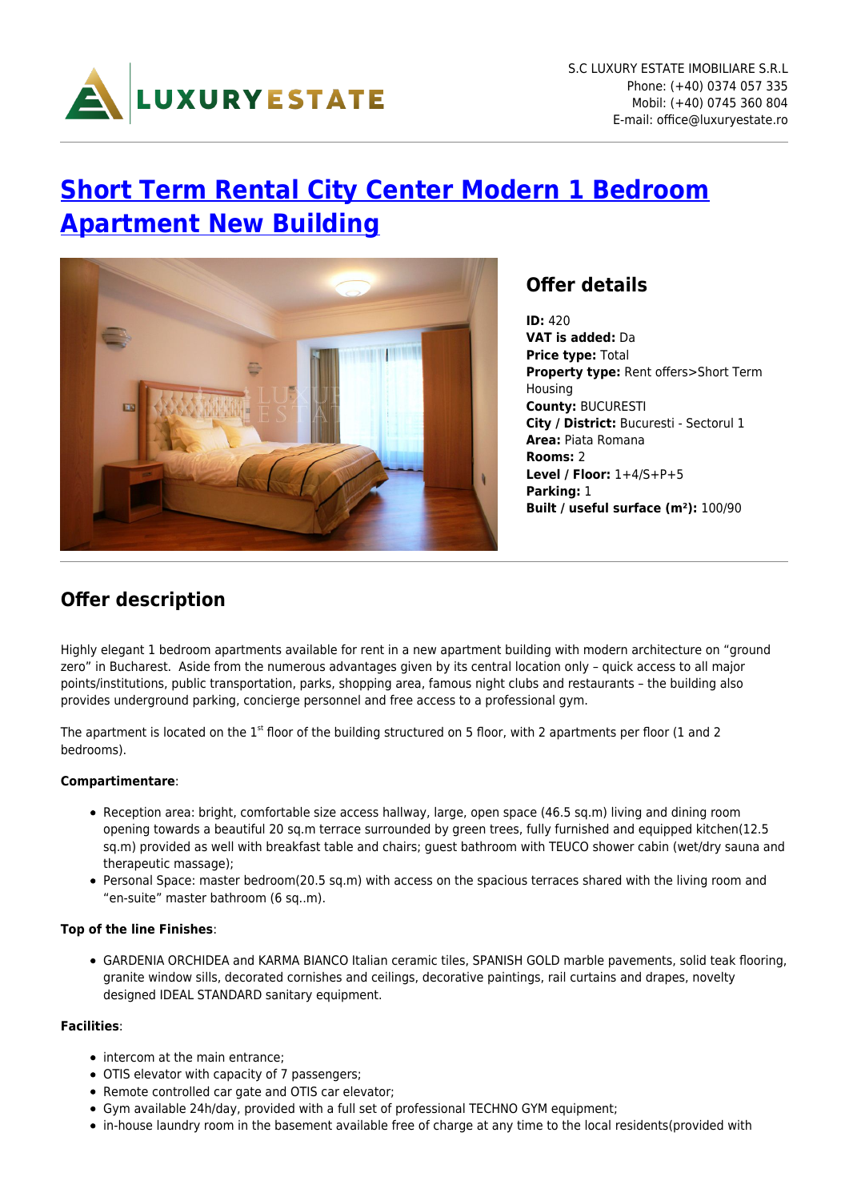S.C LUXURY ESTATE IMOBILIARE S.R.L
Phone: (+40) 0374 057 335
Mobil: (+40) 0745 360 804
E-mail: office@luxuryestate.ro

# Short Term Rental City Center Modern 1 Bedroom Apartment New Building

## Offer details

**ID:** 420
**VAT is added:** Da
**Price type:** Total
**Property type:** Rent offers>Short Term Housing
**County:** BUCURESTI
**City / District:** Bucuresti - Sectorul 1
**Area:** Piata Romana
**Rooms:** 2
**Level / Floor:** 1+4/S+P+5
**Parking:** 1
**Built / useful surface (m²):** 100/90

## Offer description

Highly elegant 1 bedroom apartments available for rent in a new apartment building with modern architecture on “ground zero” in Bucharest. Aside from the numerous advantages given by its central location only – quick access to all major points/institutions, public transportation, parks, shopping area, famous night clubs and restaurants – the building also provides underground parking, concierge personnel and free access to a professional gym.

The apartment is located on the 1st floor of the building structured on 5 floor, with 2 apartments per floor (1 and 2 bedrooms).

**Compartimentare**:

- Reception area: bright, comfortable size access hallway, large, open space (46.5 sq.m) living and dining room opening towards a beautiful 20 sq.m terrace surrounded by green trees, fully furnished and equipped kitchen(12.5 sq.m) provided as well with breakfast table and chairs; guest bathroom with TEUCO shower cabin (wet/dry sauna and therapeutic massage);
- Personal Space: master bedroom(20.5 sq.m) with access on the spacious terraces shared with the living room and “en-suite” master bathroom (6 sq..m).

**Top of the line Finishes**:

- GARDENIA ORCHIDEA and KARMA BIANCO Italian ceramic tiles, SPANISH GOLD marble pavements, solid teak flooring, granite window sills, decorated cornishes and ceilings, decorative paintings, rail curtains and drapes, novelty designed IDEAL STANDARD sanitary equipment.

**Facilities**:

- intercom at the main entrance;
- OTIS elevator with capacity of 7 passengers;
- Remote controlled car gate and OTIS car elevator;
- Gym available 24h/day, provided with a full set of professional TECHNO GYM equipment;
- in-house laundry room in the basement available free of charge at any time to the local residents(provided with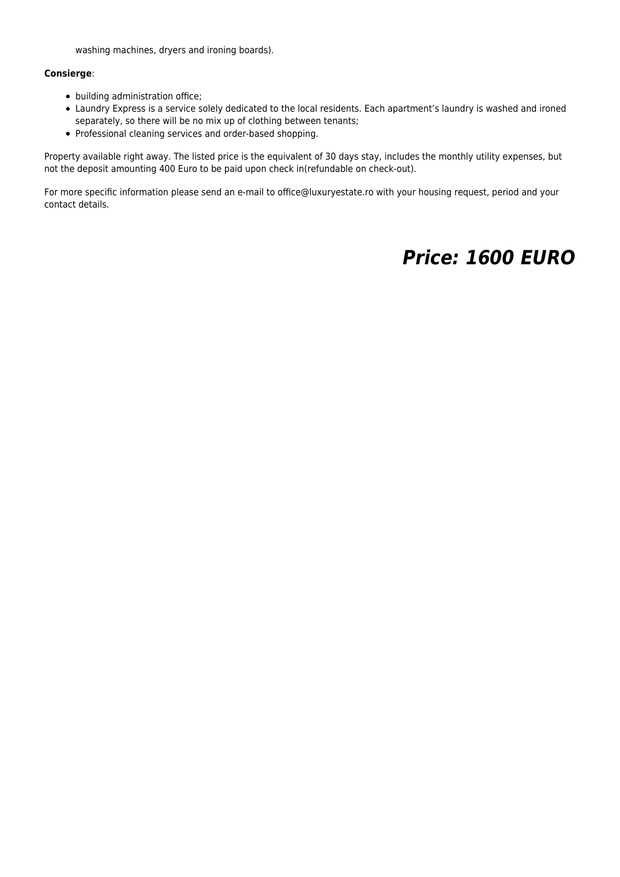washing machines, dryers and ironing boards).

**Consierge**:

- building administration office;
- Laundry Express is a service solely dedicated to the local residents. Each apartment’s laundry is washed and ironed separately, so there will be no mix up of clothing between tenants;
- Professional cleaning services and order-based shopping.

Property available right away. The listed price is the equivalent of 30 days stay, includes the monthly utility expenses, but not the deposit amounting 400 Euro to be paid upon check in(refundable on check-out).

For more specific information please send an e-mail to office@luxuryestate.ro with your housing request, period and your contact details.

## ***Price: 1600 EURO***